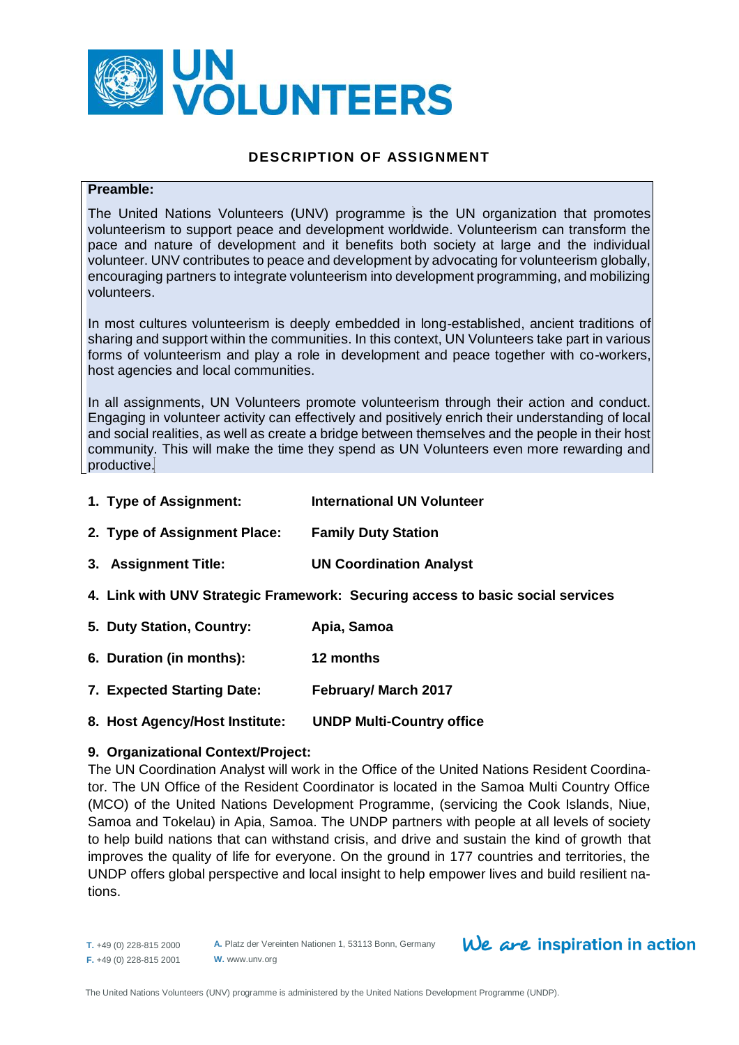UN VOLUNTEERS

# DESCRIPTION OF ASSIGNMENT

**Preamble:**

The United Nations Volunteers (UNV) programme is the UN organization that promotes volunteerism to support peace and development worldwide. Volunteerism can transform the pace and nature of development and it benefits both society at large and the individual volunteer. UNV contributes to peace and development by advocating for volunteerism globally, encouraging partners to integrate volunteerism into development programming, and mobilizing volunteers.

In most cultures volunteerism is deeply embedded in long-established, ancient traditions of sharing and support within the communities. In this context, UN Volunteers take part in various forms of volunteerism and play a role in development and peace together with co-workers, host agencies and local communities.

In all assignments, UN Volunteers promote volunteerism through their action and conduct. Engaging in volunteer activity can effectively and positively enrich their understanding of local and social realities, as well as create a bridge between themselves and the people in their host community. This will make the time they spend as UN Volunteers even more rewarding and productive.

1. **Type of Assignment:** **International UN Volunteer**
2. **Type of Assignment Place:** **Family Duty Station**
3. **Assignment Title:** **UN Coordination Analyst**
4. **Link with UNV Strategic Framework:** **Securing access to basic social services**
5. **Duty Station, Country:** **Apia, Samoa**
6. **Duration (in months):** **12 months**
7. **Expected Starting Date:** **February/ March 2017**
8. **Host Agency/Host Institute:** **UNDP Multi-Country office**
9. **Organizational Context/Project:**

The UN Coordination Analyst will work in the Office of the United Nations Resident Coordinator. The UN Office of the Resident Coordinator is located in the Samoa Multi Country Office (MCO) of the United Nations Development Programme, (servicing the Cook Islands, Niue, Samoa and Tokelau) in Apia, Samoa. The UNDP partners with people at all levels of society to help build nations that can withstand crisis, and drive and sustain the kind of growth that improves the quality of life for everyone. On the ground in 177 countries and territories, the UNDP offers global perspective and local insight to help empower lives and build resilient nations.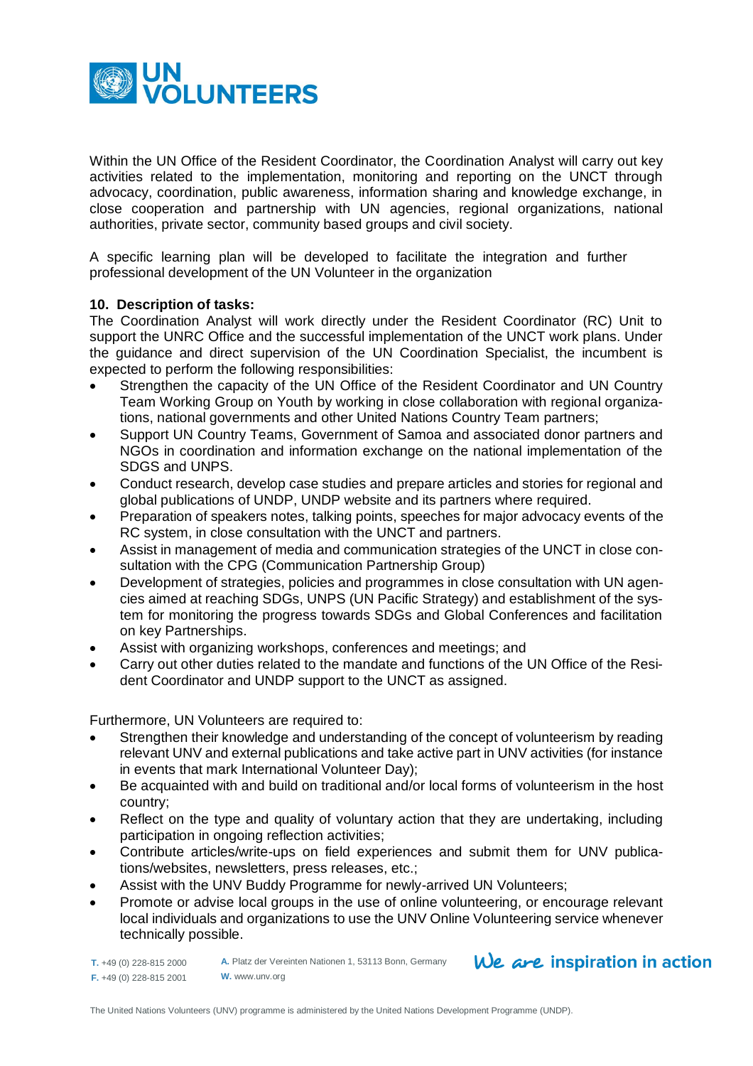Within the UN Office of the Resident Coordinator, the Coordination Analyst will carry out key activities related to the implementation, monitoring and reporting on the UNCT through advocacy, coordination, public awareness, information sharing and knowledge exchange, in close cooperation and partnership with UN agencies, regional organizations, national authorities, private sector, community based groups and civil society.

A specific learning plan will be developed to facilitate the integration and further professional development of the UN Volunteer in the organization

**10. Description of tasks:**

The Coordination Analyst will work directly under the Resident Coordinator (RC) Unit to support the UNRC Office and the successful implementation of the UNCT work plans. Under the guidance and direct supervision of the UN Coordination Specialist, the incumbent is expected to perform the following responsibilities:

- Strengthen the capacity of the UN Office of the Resident Coordinator and UN Country Team Working Group on Youth by working in close collaboration with regional organizations, national governments and other United Nations Country Team partners;
- Support UN Country Teams, Government of Samoa and associated donor partners and NGOs in coordination and information exchange on the national implementation of the SDGS and UNPS.
- Conduct research, develop case studies and prepare articles and stories for regional and global publications of UNDP, UNDP website and its partners where required.
- Preparation of speakers notes, talking points, speeches for major advocacy events of the RC system, in close consultation with the UNCT and partners.
- Assist in management of media and communication strategies of the UNCT in close consultation with the CPG (Communication Partnership Group)
- Development of strategies, policies and programmes in close consultation with UN agencies aimed at reaching SDGs, UNPS (UN Pacific Strategy) and establishment of the system for monitoring the progress towards SDGs and Global Conferences and facilitation on key Partnerships.
- Assist with organizing workshops, conferences and meetings; and
- Carry out other duties related to the mandate and functions of the UN Office of the Resident Coordinator and UNDP support to the UNCT as assigned.

Furthermore, UN Volunteers are required to:

- Strengthen their knowledge and understanding of the concept of volunteerism by reading relevant UNV and external publications and take active part in UNV activities (for instance in events that mark International Volunteer Day);
- Be acquainted with and build on traditional and/or local forms of volunteerism in the host country;
- Reflect on the type and quality of voluntary action that they are undertaking, including participation in ongoing reflection activities;
- Contribute articles/write-ups on field experiences and submit them for UNV publications/websites, newsletters, press releases, etc.;
- Assist with the UNV Buddy Programme for newly-arrived UN Volunteers;
- Promote or advise local groups in the use of online volunteering, or encourage relevant local individuals and organizations to use the UNV Online Volunteering service whenever technically possible.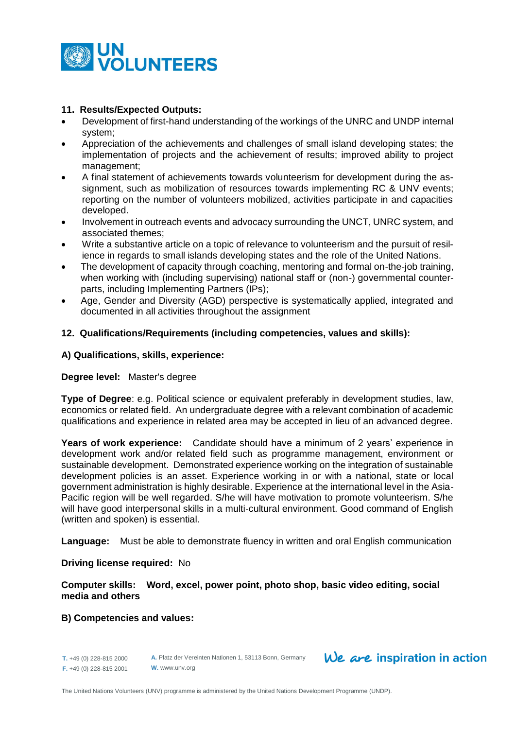### 11. Results/Expected Outputs:

- Development of first-hand understanding of the workings of the UNRC and UNDP internal system;
- Appreciation of the achievements and challenges of small island developing states; the implementation of projects and the achievement of results; improved ability to project management;
- A final statement of achievements towards volunteerism for development during the assignment, such as mobilization of resources towards implementing RC & UNV events; reporting on the number of volunteers mobilized, activities participate in and capacities developed.
- Involvement in outreach events and advocacy surrounding the UNCT, UNRC system, and associated themes;
- Write a substantive article on a topic of relevance to volunteerism and the pursuit of resilience in regards to small islands developing states and the role of the United Nations.
- The development of capacity through coaching, mentoring and formal on-the-job training, when working with (including supervising) national staff or (non-) governmental counterparts, including Implementing Partners (IPs);
- Age, Gender and Diversity (AGD) perspective is systematically applied, integrated and documented in all activities throughout the assignment

### 12. Qualifications/Requirements (including competencies, values and skills):

**A) Qualifications, skills, experience:**

**Degree level:** Master's degree

**Type of Degree**: e.g. Political science or equivalent preferably in development studies, law, economics or related field. An undergraduate degree with a relevant combination of academic qualifications and experience in related area may be accepted in lieu of an advanced degree.

**Years of work experience:** Candidate should have a minimum of 2 years' experience in development work and/or related field such as programme management, environment or sustainable development. Demonstrated experience working on the integration of sustainable development policies is an asset. Experience working in or with a national, state or local government administration is highly desirable. Experience at the international level in the Asia-Pacific region will be well regarded. S/he will have motivation to promote volunteerism. S/he will have good interpersonal skills in a multi-cultural environment. Good command of English (written and spoken) is essential.

**Language:** Must be able to demonstrate fluency in written and oral English communication

**Driving license required:** No

**Computer skills: Word, excel, power point, photo shop, basic video editing, social media and others**

**B) Competencies and values:**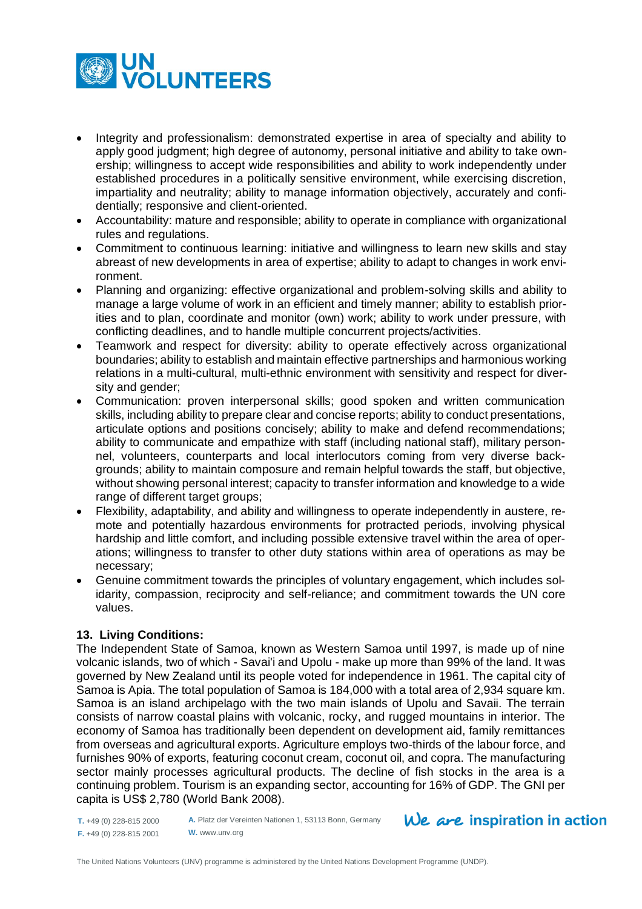- Integrity and professionalism: demonstrated expertise in area of specialty and ability to apply good judgment; high degree of autonomy, personal initiative and ability to take ownership; willingness to accept wide responsibilities and ability to work independently under established procedures in a politically sensitive environment, while exercising discretion, impartiality and neutrality; ability to manage information objectively, accurately and confidentially; responsive and client-oriented.
- Accountability: mature and responsible; ability to operate in compliance with organizational rules and regulations.
- Commitment to continuous learning: initiative and willingness to learn new skills and stay abreast of new developments in area of expertise; ability to adapt to changes in work environment.
- Planning and organizing: effective organizational and problem-solving skills and ability to manage a large volume of work in an efficient and timely manner; ability to establish priorities and to plan, coordinate and monitor (own) work; ability to work under pressure, with conflicting deadlines, and to handle multiple concurrent projects/activities.
- Teamwork and respect for diversity: ability to operate effectively across organizational boundaries; ability to establish and maintain effective partnerships and harmonious working relations in a multi-cultural, multi-ethnic environment with sensitivity and respect for diversity and gender;
- Communication: proven interpersonal skills; good spoken and written communication skills, including ability to prepare clear and concise reports; ability to conduct presentations, articulate options and positions concisely; ability to make and defend recommendations; ability to communicate and empathize with staff (including national staff), military personnel, volunteers, counterparts and local interlocutors coming from very diverse backgrounds; ability to maintain composure and remain helpful towards the staff, but objective, without showing personal interest; capacity to transfer information and knowledge to a wide range of different target groups;
- Flexibility, adaptability, and ability and willingness to operate independently in austere, remote and potentially hazardous environments for protracted periods, involving physical hardship and little comfort, and including possible extensive travel within the area of operations; willingness to transfer to other duty stations within area of operations as may be necessary;
- Genuine commitment towards the principles of voluntary engagement, which includes solidarity, compassion, reciprocity and self-reliance; and commitment towards the UN core values.

**13. Living Conditions:**

The Independent State of Samoa, known as Western Samoa until 1997, is made up of nine volcanic islands, two of which - Savai'i and Upolu - make up more than 99% of the land. It was governed by New Zealand until its people voted for independence in 1961. The capital city of Samoa is Apia. The total population of Samoa is 184,000 with a total area of 2,934 square km. Samoa is an island archipelago with the two main islands of Upolu and Savaii. The terrain consists of narrow coastal plains with volcanic, rocky, and rugged mountains in interior. The economy of Samoa has traditionally been dependent on development aid, family remittances from overseas and agricultural exports. Agriculture employs two-thirds of the labour force, and furnishes 90% of exports, featuring coconut cream, coconut oil, and copra. The manufacturing sector mainly processes agricultural products. The decline of fish stocks in the area is a continuing problem. Tourism is an expanding sector, accounting for 16% of GDP. The GNI per capita is US$ 2,780 (World Bank 2008).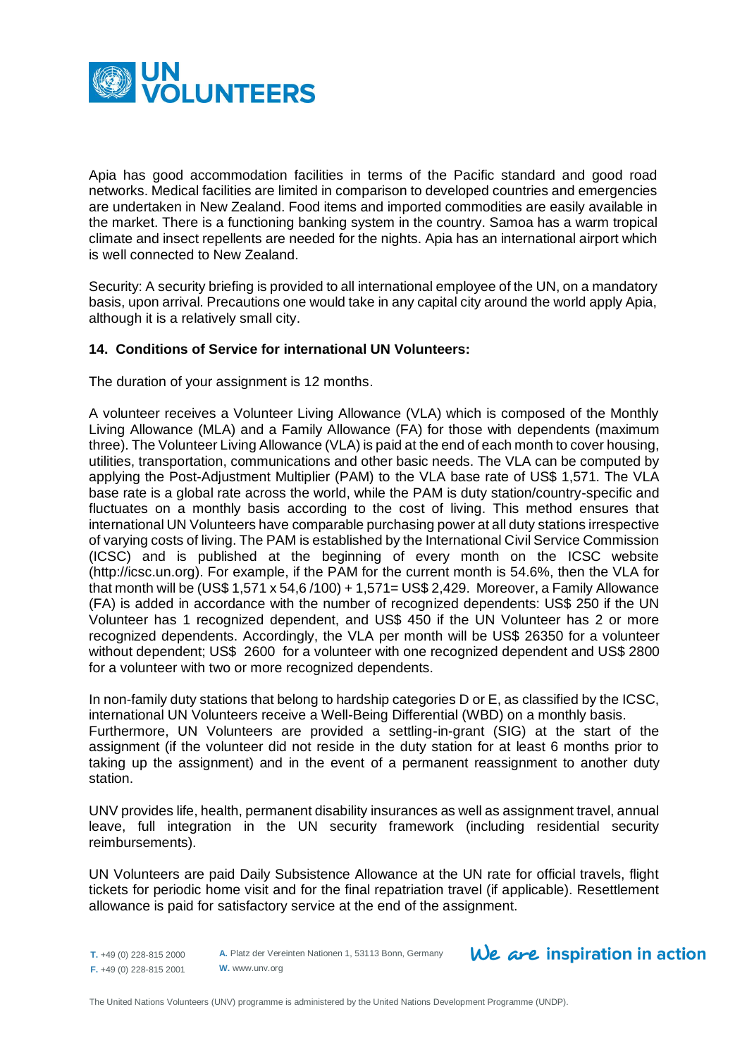Apia has good accommodation facilities in terms of the Pacific standard and good road networks. Medical facilities are limited in comparison to developed countries and emergencies are undertaken in New Zealand. Food items and imported commodities are easily available in the market. There is a functioning banking system in the country. Samoa has a warm tropical climate and insect repellents are needed for the nights. Apia has an international airport which is well connected to New Zealand.

Security: A security briefing is provided to all international employee of the UN, on a mandatory basis, upon arrival. Precautions one would take in any capital city around the world apply Apia, although it is a relatively small city.

### 14. Conditions of Service for international UN Volunteers:

The duration of your assignment is 12 months.

A volunteer receives a Volunteer Living Allowance (VLA) which is composed of the Monthly Living Allowance (MLA) and a Family Allowance (FA) for those with dependents (maximum three). The Volunteer Living Allowance (VLA) is paid at the end of each month to cover housing, utilities, transportation, communications and other basic needs. The VLA can be computed by applying the Post-Adjustment Multiplier (PAM) to the VLA base rate of US$ 1,571. The VLA base rate is a global rate across the world, while the PAM is duty station/country-specific and fluctuates on a monthly basis according to the cost of living. This method ensures that international UN Volunteers have comparable purchasing power at all duty stations irrespective of varying costs of living. The PAM is established by the International Civil Service Commission (ICSC) and is published at the beginning of every month on the ICSC website (http://icsc.un.org). For example, if the PAM for the current month is 54.6%, then the VLA for that month will be (US$ 1,571 x 54,6 /100) + 1,571= US$ 2,429. Moreover, a Family Allowance (FA) is added in accordance with the number of recognized dependents: US$ 250 if the UN Volunteer has 1 recognized dependent, and US$ 450 if the UN Volunteer has 2 or more recognized dependents. Accordingly, the VLA per month will be US$ 26350 for a volunteer without dependent; US$ 2600 for a volunteer with one recognized dependent and US$ 2800 for a volunteer with two or more recognized dependents.

In non-family duty stations that belong to hardship categories D or E, as classified by the ICSC, international UN Volunteers receive a Well-Being Differential (WBD) on a monthly basis. Furthermore, UN Volunteers are provided a settling-in-grant (SIG) at the start of the assignment (if the volunteer did not reside in the duty station for at least 6 months prior to taking up the assignment) and in the event of a permanent reassignment to another duty station.

UNV provides life, health, permanent disability insurances as well as assignment travel, annual leave, full integration in the UN security framework (including residential security reimbursements).

UN Volunteers are paid Daily Subsistence Allowance at the UN rate for official travels, flight tickets for periodic home visit and for the final repatriation travel (if applicable). Resettlement allowance is paid for satisfactory service at the end of the assignment.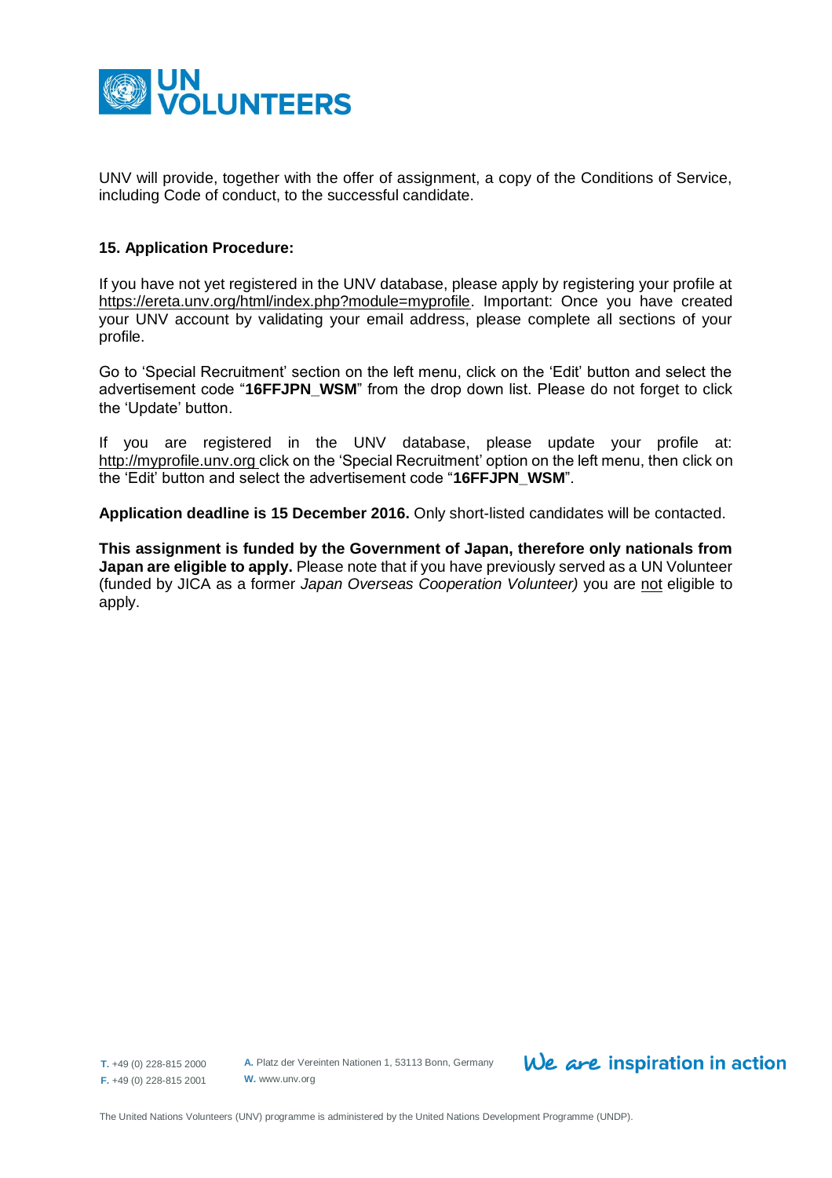UNV will provide, together with the offer of assignment, a copy of the Conditions of Service, including Code of conduct, to the successful candidate.

**15. Application Procedure:**

If you have not yet registered in the UNV database, please apply by registering your profile at https://ereta.unv.org/html/index.php?module=myprofile. Important: Once you have created your UNV account by validating your email address, please complete all sections of your profile.

Go to 'Special Recruitment' section on the left menu, click on the 'Edit' button and select the advertisement code "**16FFJPN_WSM**" from the drop down list. Please do not forget to click the 'Update' button.

If you are registered in the UNV database, please update your profile at: http://myprofile.unv.org click on the 'Special Recruitment' option on the left menu, then click on the 'Edit' button and select the advertisement code "**16FFJPN_WSM**".

**Application deadline is 15 December 2016.** Only short-listed candidates will be contacted.

**This assignment is funded by the Government of Japan, therefore only nationals from Japan are eligible to apply.** Please note that if you have previously served as a UN Volunteer (funded by JICA as a former *Japan Overseas Cooperation Volunteer)* you are not eligible to apply.